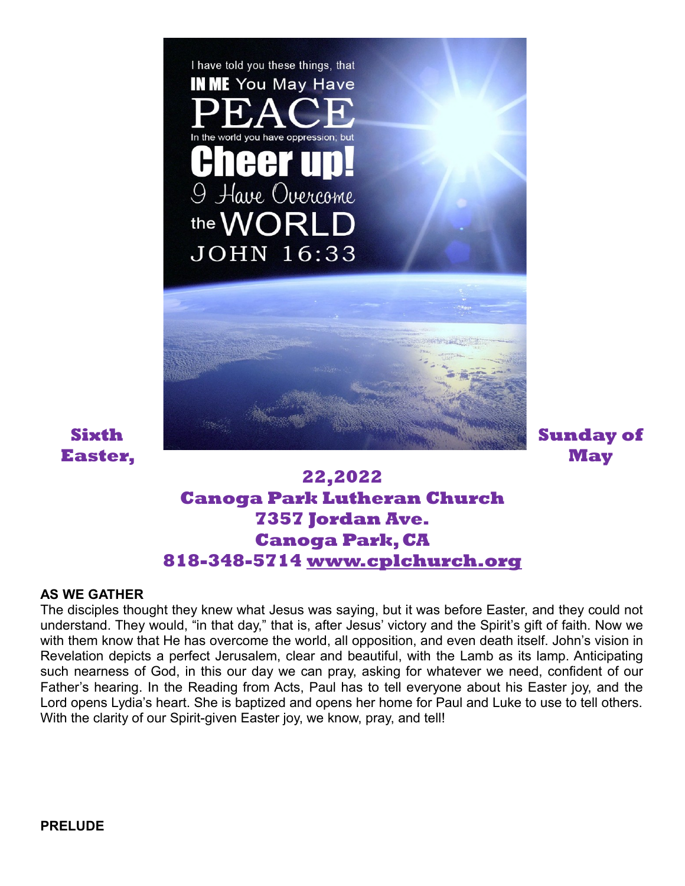I have told you these things, that IN ME You May Have PEACE In the world you have oppression; but Cheer up! I Have Overcome the WORLD JOHN 16:33

**Sixth Sunday of Easter, May 22,2022**
**Canoga Park Lutheran Church**
**7357 Jordan Ave.**
**Canoga Park, CA**
**818-348-5714 www.cplchurch.org**

**AS WE GATHER**

The disciples thought they knew what Jesus was saying, but it was before Easter, and they could not understand. They would, "in that day," that is, after Jesus' victory and the Spirit's gift of faith. Now we with them know that He has overcome the world, all opposition, and even death itself. John's vision in Revelation depicts a perfect Jerusalem, clear and beautiful, with the Lamb as its lamp. Anticipating such nearness of God, in this our day we can pray, asking for whatever we need, confident of our Father's hearing. In the Reading from Acts, Paul has to tell everyone about his Easter joy, and the Lord opens Lydia's heart. She is baptized and opens her home for Paul and Luke to use to tell others. With the clarity of our Spirit-given Easter joy, we know, pray, and tell!

**PRELUDE**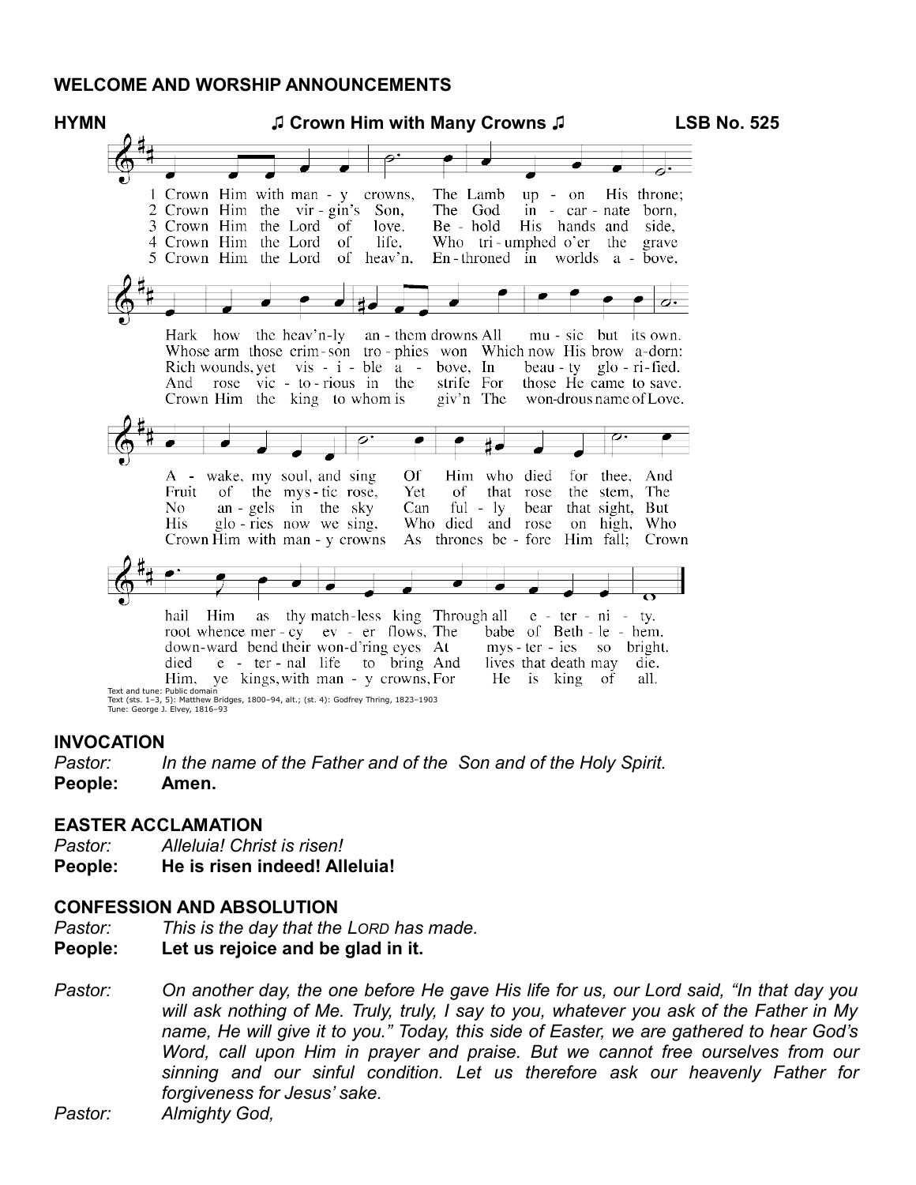**WELCOME AND WORSHIP ANNOUNCEMENTS**

**HYMN** **♫ Crown Him with Many Crowns ♫** **LSB No. 525**

1 Crown Him with many crowns, The Lamb upon His throne; Hark how the heav'nly anthem drowns All music but its own. Awake, my soul, and sing Of Him who died for thee, And hail Him as thy matchless king Through all eternity.

2 Crown Him the virgin's Son, The God incarnate born, Whose arm those crimson trophies won Which now His brow adorn: Fruit of the mystic rose, Yet of that rose the stem, The root whence mercy ever flows, The babe of Bethlehem.

3 Crown Him the Lord of love. Behold His hands and side, Rich wounds, yet visible above, In beauty glorified. No angels in the sky Can fully bear that sight, But downward bend their won-d'ring eyes At mysteries so bright.

4 Crown Him the Lord of life, Who triumphed o'er the grave And rose victorious in the strife For those He came to save. His glories now we sing, Who died and rose on high, Who died eternal life to bring And lives that death may die.

5 Crown Him the Lord of heav'n, Enthroned in worlds above, Crown Him the king to whom is giv'n The wondrous name of Love. Crown Him with many crowns As thrones before Him fall; Crown Him, ye kings, with many crowns, For He is king of all.

Text and tune: Public domain
Text (sts. 1–3, 5): Matthew Bridges, 1800–94, alt.; (st. 4): Godfrey Thring, 1823–1903
Tune: George J. Elvey, 1816–93

**INVOCATION**

*Pastor:* *In the name of the Father and of the Son and of the Holy Spirit.*
**People: Amen.**

**EASTER ACCLAMATION**

*Pastor:* *Alleluia! Christ is risen!*
**People: He is risen indeed! Alleluia!**

**CONFESSION AND ABSOLUTION**

*Pastor:* *This is the day that the LORD has made.*
**People: Let us rejoice and be glad in it.**

*Pastor:* *On another day, the one before He gave His life for us, our Lord said, "In that day you will ask nothing of Me. Truly, truly, I say to you, whatever you ask of the Father in My name, He will give it to you." Today, this side of Easter, we are gathered to hear God's Word, call upon Him in prayer and praise. But we cannot free ourselves from our sinning and our sinful condition. Let us therefore ask our heavenly Father for forgiveness for Jesus' sake.*
*Pastor:* *Almighty God,*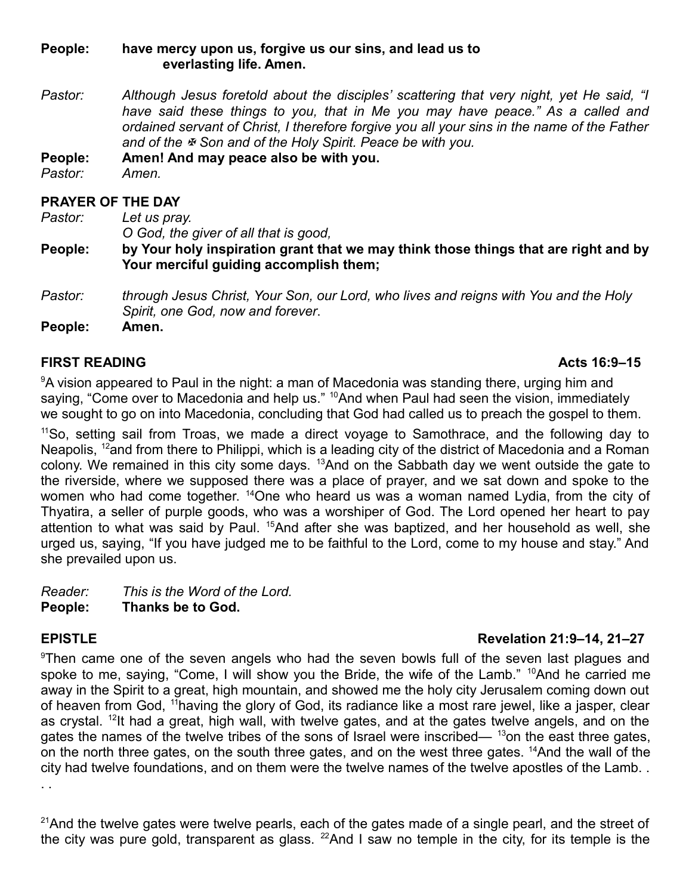**People:** **have mercy upon us, forgive us our sins, and lead us to everlasting life. Amen.**

*Pastor:* *Although Jesus foretold about the disciples' scattering that very night, yet He said, "I have said these things to you, that in Me you may have peace." As a called and ordained servant of Christ, I therefore forgive you all your sins in the name of the Father and of the ✠ Son and of the Holy Spirit. Peace be with you.*

**People:** **Amen! And may peace also be with you.**

*Pastor:* *Amen.*

## PRAYER OF THE DAY

*Pastor:* *Let us pray.*
*O God, the giver of all that is good,*

**People:** **by Your holy inspiration grant that we may think those things that are right and by Your merciful guiding accomplish them;**

*Pastor:* *through Jesus Christ, Your Son, our Lord, who lives and reigns with You and the Holy Spirit, one God, now and forever.*

**People:** **Amen.**

## FIRST READING — Acts 16:9–15

[9]A vision appeared to Paul in the night: a man of Macedonia was standing there, urging him and saying, "Come over to Macedonia and help us." [10]And when Paul had seen the vision, immediately we sought to go on into Macedonia, concluding that God had called us to preach the gospel to them.

[11]So, setting sail from Troas, we made a direct voyage to Samothrace, and the following day to Neapolis, [12]and from there to Philippi, which is a leading city of the district of Macedonia and a Roman colony. We remained in this city some days. [13]And on the Sabbath day we went outside the gate to the riverside, where we supposed there was a place of prayer, and we sat down and spoke to the women who had come together. [14]One who heard us was a woman named Lydia, from the city of Thyatira, a seller of purple goods, who was a worshiper of God. The Lord opened her heart to pay attention to what was said by Paul. [15]And after she was baptized, and her household as well, she urged us, saying, "If you have judged me to be faithful to the Lord, come to my house and stay." And she prevailed upon us.

*Reader:* *This is the Word of the Lord.*

**People:** **Thanks be to God.**

## EPISTLE — Revelation 21:9–14, 21–27

[9]Then came one of the seven angels who had the seven bowls full of the seven last plagues and spoke to me, saying, "Come, I will show you the Bride, the wife of the Lamb." [10]And he carried me away in the Spirit to a great, high mountain, and showed me the holy city Jerusalem coming down out of heaven from God, [11]having the glory of God, its radiance like a most rare jewel, like a jasper, clear as crystal. [12]It had a great, high wall, with twelve gates, and at the gates twelve angels, and on the gates the names of the twelve tribes of the sons of Israel were inscribed— [13]on the east three gates, on the north three gates, on the south three gates, and on the west three gates. [14]And the wall of the city had twelve foundations, and on them were the twelve names of the twelve apostles of the Lamb. . . .

[21]And the twelve gates were twelve pearls, each of the gates made of a single pearl, and the street of the city was pure gold, transparent as glass. [22]And I saw no temple in the city, for its temple is the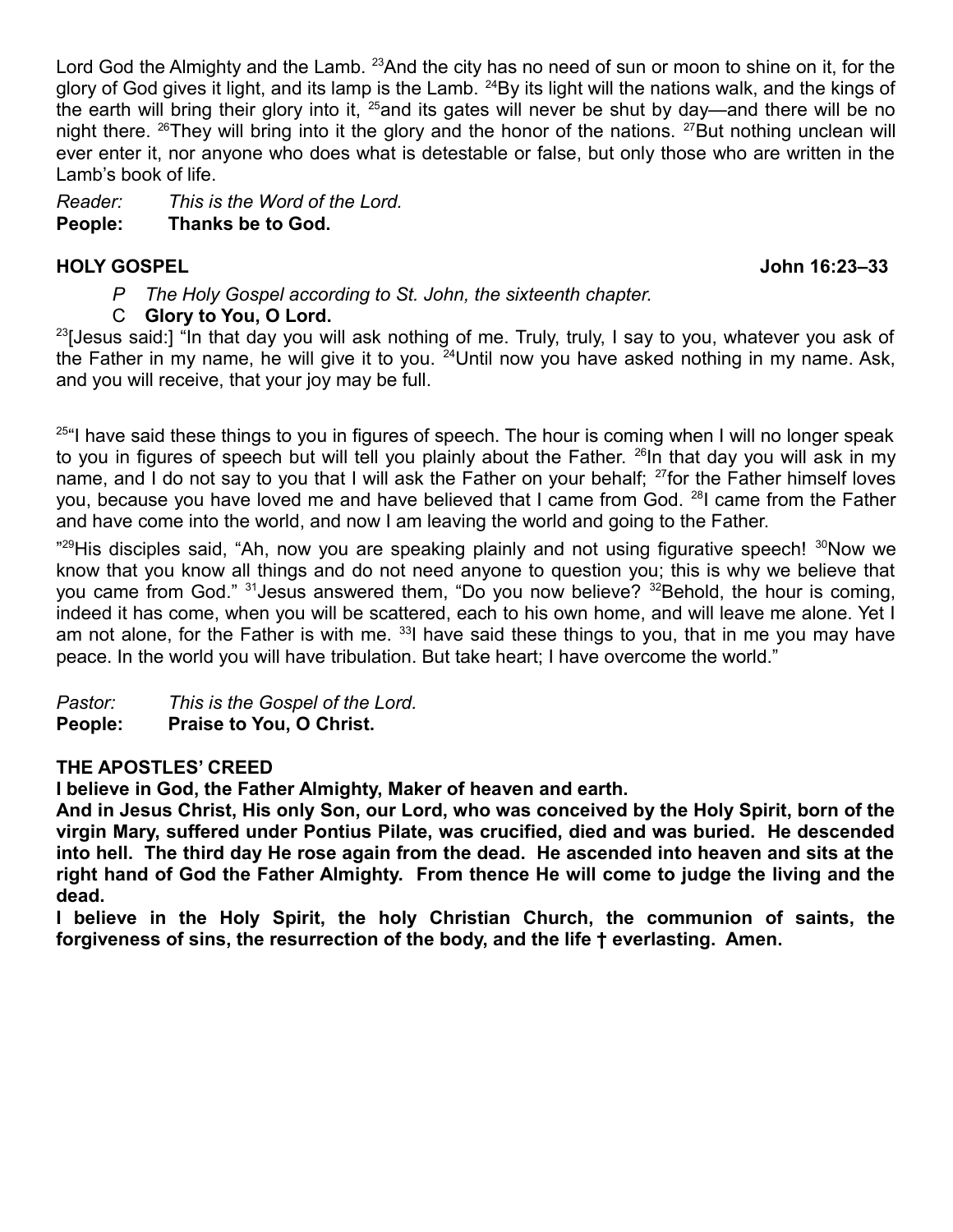Lord God the Almighty and the Lamb. [23]And the city has no need of sun or moon to shine on it, for the glory of God gives it light, and its lamp is the Lamb. [24]By its light will the nations walk, and the kings of the earth will bring their glory into it, [25]and its gates will never be shut by day—and there will be no night there. [26]They will bring into it the glory and the honor of the nations. [27]But nothing unclean will ever enter it, nor anyone who does what is detestable or false, but only those who are written in the Lamb's book of life.

*Reader: This is the Word of the Lord.*
**People: Thanks be to God.**

**HOLY GOSPEL** **John 16:23–33**

*P The Holy Gospel according to St. John, the sixteenth chapter.*
C **Glory to You, O Lord.**

[23][Jesus said:] "In that day you will ask nothing of me. Truly, truly, I say to you, whatever you ask of the Father in my name, he will give it to you. [24]Until now you have asked nothing in my name. Ask, and you will receive, that your joy may be full.

[25]"I have said these things to you in figures of speech. The hour is coming when I will no longer speak to you in figures of speech but will tell you plainly about the Father. [26]In that day you will ask in my name, and I do not say to you that I will ask the Father on your behalf; [27]for the Father himself loves you, because you have loved me and have believed that I came from God. [28]I came from the Father and have come into the world, and now I am leaving the world and going to the Father.

"[29]His disciples said, "Ah, now you are speaking plainly and not using figurative speech! [30]Now we know that you know all things and do not need anyone to question you; this is why we believe that you came from God." [31]Jesus answered them, "Do you now believe? [32]Behold, the hour is coming, indeed it has come, when you will be scattered, each to his own home, and will leave me alone. Yet I am not alone, for the Father is with me. [33]I have said these things to you, that in me you may have peace. In the world you will have tribulation. But take heart; I have overcome the world."

*Pastor: This is the Gospel of the Lord.*
**People: Praise to You, O Christ.**

**THE APOSTLES' CREED**

**I believe in God, the Father Almighty, Maker of heaven and earth.**

**And in Jesus Christ, His only Son, our Lord, who was conceived by the Holy Spirit, born of the virgin Mary, suffered under Pontius Pilate, was crucified, died and was buried. He descended into hell. The third day He rose again from the dead. He ascended into heaven and sits at the right hand of God the Father Almighty. From thence He will come to judge the living and the dead.**

**I believe in the Holy Spirit, the holy Christian Church, the communion of saints, the forgiveness of sins, the resurrection of the body, and the life † everlasting. Amen.**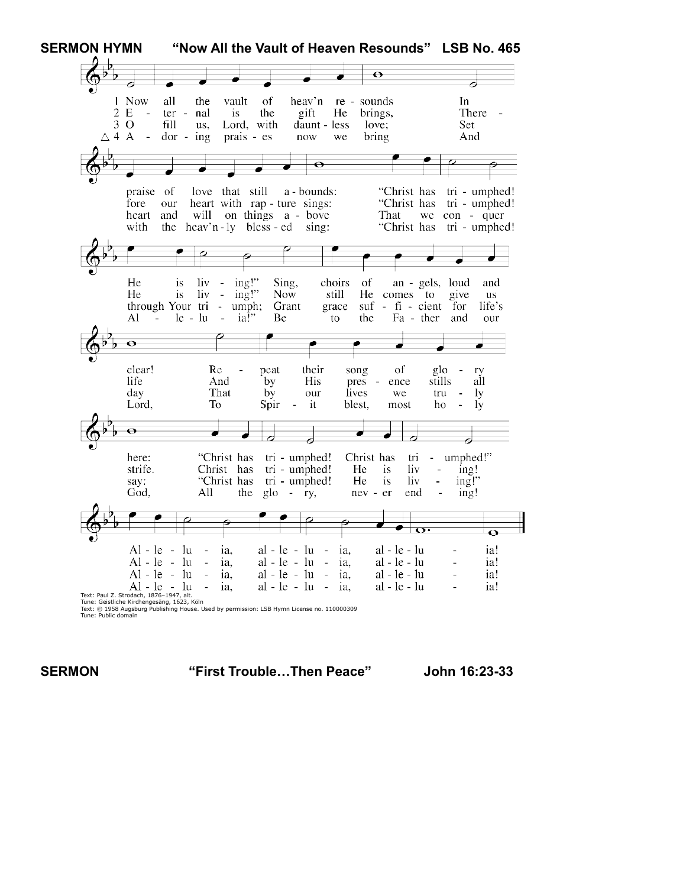**SERMON HYMN** "Now All the Vault of Heaven Resounds" LSB No. 465

1 Now all the vault of heav'n resounds
In praise of love that still abounds:
"Christ has triumphed! He is living!"
Sing, choirs of angels, loud and clear!
Repeat their song of glory here:
"Christ has triumphed! Christ has triumphed!"
Alleluia, alleluia, alleluia!

2 Eternal is the gift He brings,
Therefore our heart with rapture sings:
"Christ has triumphed! He is living!"
Now still He comes to give us life
And by His presence stills all strife.
Christ has triumphed! He is living!
Alleluia, alleluia, alleluia!

3 O fill us, Lord, with dauntless love;
Set heart and will on things above
That we conquer through Your triumph;
Grant grace sufficient for life's day
That by our lives we truly say:
"Christ has triumphed! He is living!"
Alleluia, alleluia, alleluia!

△ 4 Adoring praises now we bring
And with the heav'nly blessed sing:
"Christ has triumphed! Alleluia!"
Be to the Father and our Lord,
To Spirit blest, most holy God,
All the glory, never ending!
Alleluia, alleluia, alleluia!

Text: Paul Z. Strodach, 1876–1947, alt.
Tune: Geistliche Kirchengesäng, 1623, Köln
Text: © 1958 Augsburg Publishing House. Used by permission: LSB Hymn License no. 110000309
Tune: Public domain

**SERMON** "First Trouble…Then Peace" **John 16:23-33**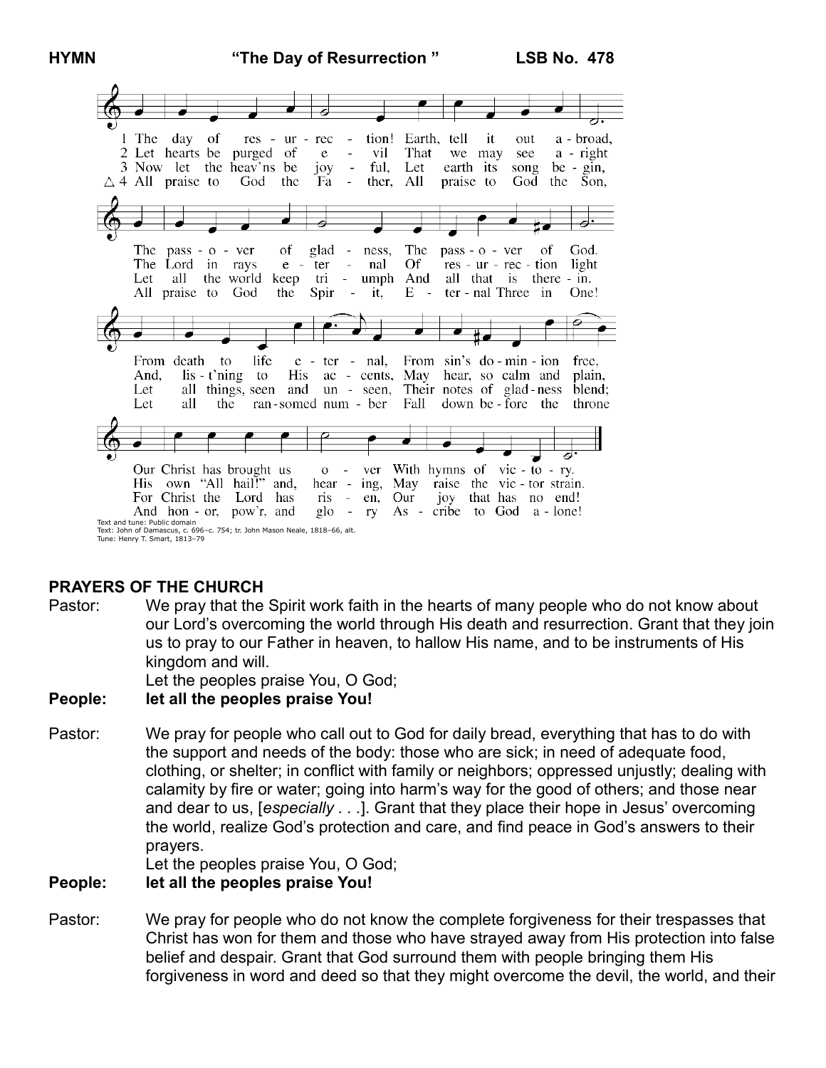**HYMN** **"The Day of Resurrection "** **LSB No. 478**

1 The day of resurrection! Earth, tell it out abroad,
The passover of gladness, The passover of God.
From death to life eternal, From sin's dominion free,
Our Christ has brought us over With hymns of victory.

2 Let hearts be purged of evil That we may see aright
The Lord in rays eternal Of resurrection light
And, list'ning to His accents, May hear, so calm and plain,
His own "All hail!" and, hearing, May raise the victor strain.

3 Now let the heav'ns be joyful, Let earth its song begin,
Let all the world keep triumph And all that is therein.
Let all things, seen and unseen, Their notes of gladness blend;
For Christ the Lord has risen, Our joy that has no end!

△ 4 All praise to God the Father, All praise to God the Son,
All praise to God the Spirit, Eternal Three in One!
Let all the ransomed number Fall down before the throne
And honor, pow'r, and glory Ascribe to God alone!

Text and tune: Public domain
Text: John of Damascus, c. 696–c. 754; tr. John Mason Neale, 1818–66, alt.
Tune: Henry T. Smart, 1813–79

## PRAYERS OF THE CHURCH

Pastor: We pray that the Spirit work faith in the hearts of many people who do not know about our Lord's overcoming the world through His death and resurrection. Grant that they join us to pray to our Father in heaven, to hallow His name, and to be instruments of His kingdom and will.
Let the peoples praise You, O God;

**People: let all the peoples praise You!**

Pastor: We pray for people who call out to God for daily bread, everything that has to do with the support and needs of the body: those who are sick; in need of adequate food, clothing, or shelter; in conflict with family or neighbors; oppressed unjustly; dealing with calamity by fire or water; going into harm's way for the good of others; and those near and dear to us, [*especially . . .*]. Grant that they place their hope in Jesus' overcoming the world, realize God's protection and care, and find peace in God's answers to their prayers.
Let the peoples praise You, O God;

**People: let all the peoples praise You!**

Pastor: We pray for people who do not know the complete forgiveness for their trespasses that Christ has won for them and those who have strayed away from His protection into false belief and despair. Grant that God surround them with people bringing them His forgiveness in word and deed so that they might overcome the devil, the world, and their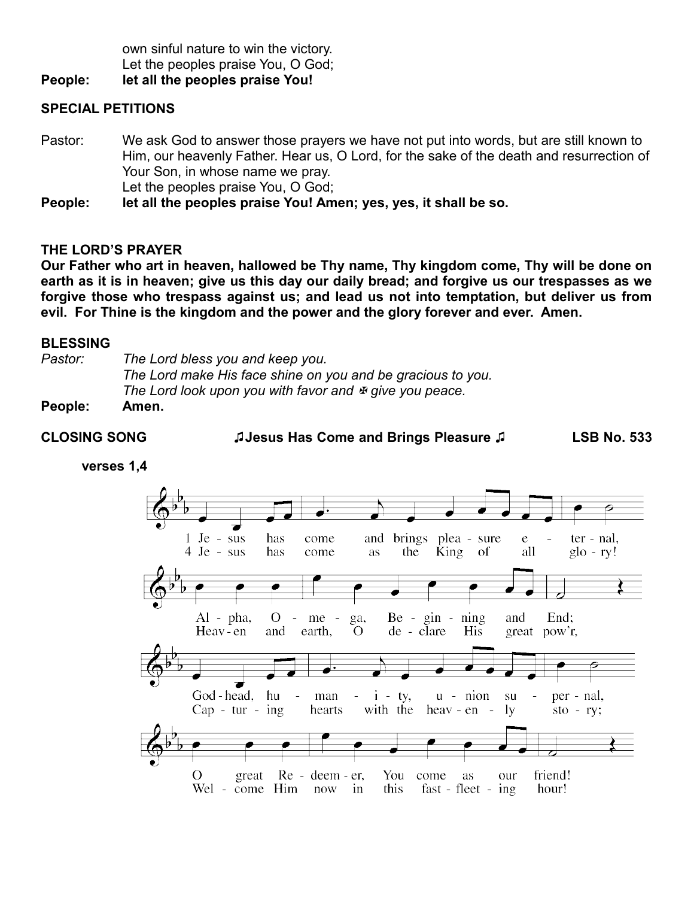own sinful nature to win the victory.
Let the peoples praise You, O God;

**People: let all the peoples praise You!**

**SPECIAL PETITIONS**

Pastor: We ask God to answer those prayers we have not put into words, but are still known to Him, our heavenly Father. Hear us, O Lord, for the sake of the death and resurrection of Your Son, in whose name we pray.
Let the peoples praise You, O God;

**People: let all the peoples praise You! Amen; yes, yes, it shall be so.**

**THE LORD'S PRAYER**

**Our Father who art in heaven, hallowed be Thy name, Thy kingdom come, Thy will be done on earth as it is in heaven; give us this day our daily bread; and forgive us our trespasses as we forgive those who trespass against us; and lead us not into temptation, but deliver us from evil. For Thine is the kingdom and the power and the glory forever and ever. Amen.**

**BLESSING**

*Pastor: The Lord bless you and keep you.*
*The Lord make His face shine on you and be gracious to you.*
*The Lord look upon you with favor and ✠ give you peace.*

**People: Amen.**

**CLOSING SONG ♫Jesus Has Come and Brings Pleasure ♫ LSB No. 533**

**verses 1,4**

1 Jesus has come and brings pleasure eternal,
Alpha, Omega, Beginning and End;
Godhead, humanity, union supernal,
O great Redeemer, You come as our friend!

4 Jesus has come as the King of all glory!
Heaven and earth, O declare His great pow'r,
Capturing hearts with the heavenly story;
Welcome Him now in this fast-fleeting hour!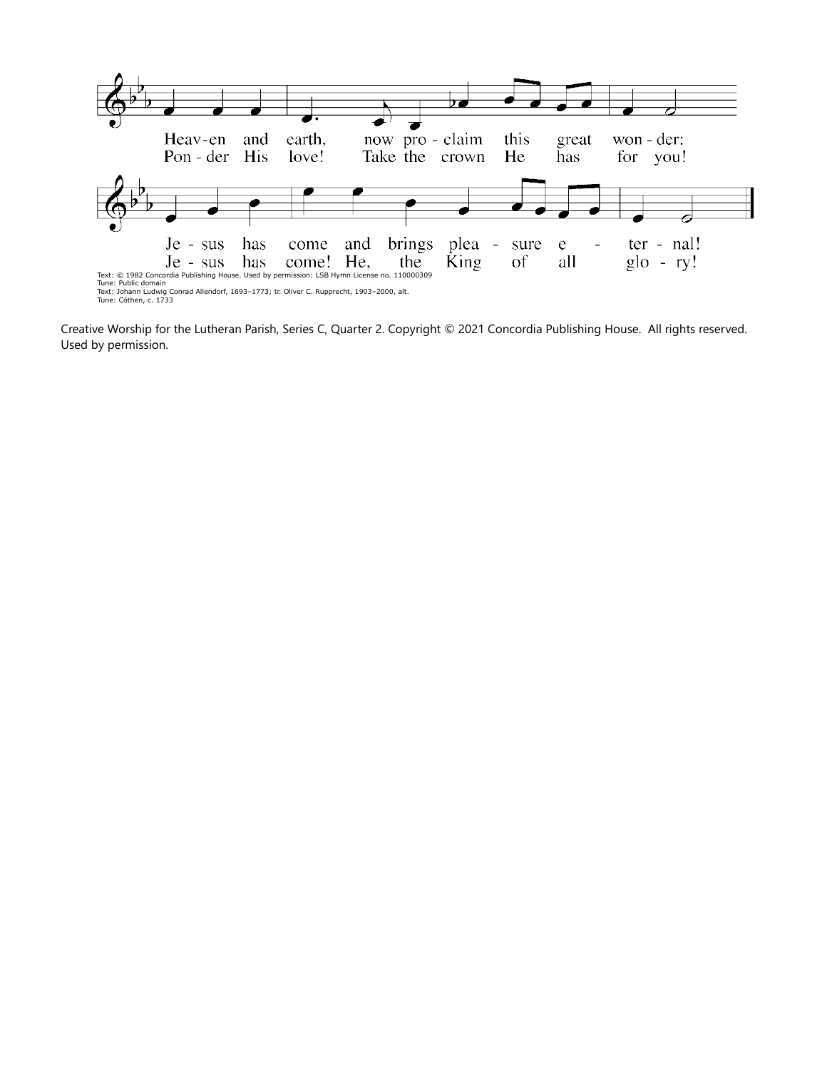Heav-en and earth, now pro-claim this great won-der:
Pon-der His love! Take the crown He has for you!

Je-sus has come and brings plea-sure e-ter-nal!
Je-sus has come! He, the King of all glo-ry!

Text: © 1982 Concordia Publishing House. Used by permission: LSB Hymn License no. 110000309
Tune: Public domain
Text: Johann Ludwig Conrad Allendorf, 1693–1773; tr. Oliver C. Rupprecht, 1903–2000, alt.
Tune: Cöthen, c. 1733

Creative Worship for the Lutheran Parish, Series C, Quarter 2. Copyright © 2021 Concordia Publishing House. All rights reserved. Used by permission.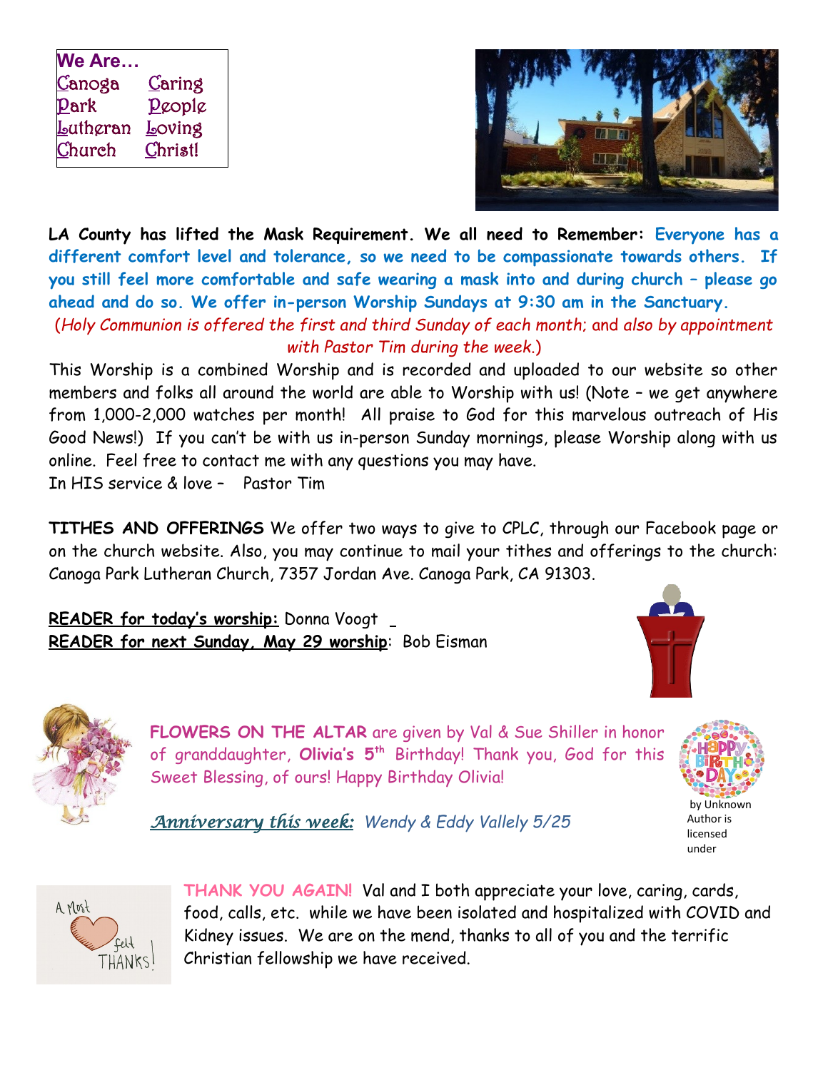**We Are…**

| | |
|---|---|
| Canoga | Caring |
| Park | People |
| Lutheran | Loving |
| Church | Christ! |

**LA County has lifted the Mask Requirement. We all need to Remember: Everyone has a different comfort level and tolerance, so we need to be compassionate towards others. If you still feel more comfortable and safe wearing a mask into and during church – please go ahead and do so. We offer in-person Worship Sundays at 9:30 am in the Sanctuary.**

(*Holy Communion is offered the first and third Sunday of each month*; and *also by appointment with Pastor Tim during the week.*)

This Worship is a combined Worship and is recorded and uploaded to our website so other members and folks all around the world are able to Worship with us! (Note – we get anywhere from 1,000-2,000 watches per month! All praise to God for this marvelous outreach of His Good News!) If you can't be with us in-person Sunday mornings, please Worship along with us online. Feel free to contact me with any questions you may have.

In HIS service & love – Pastor Tim

**TITHES AND OFFERINGS** We offer two ways to give to CPLC, through our Facebook page or on the church website. Also, you may continue to mail your tithes and offerings to the church: Canoga Park Lutheran Church, 7357 Jordan Ave. Canoga Park, CA 91303.

**READER for today's worship:** Donna Voogt

**READER for next Sunday, May 29 worship**: Bob Eisman

**FLOWERS ON THE ALTAR** are given by Val & Sue Shiller in honor of granddaughter, **Olivia's 5th** Birthday! Thank you, God for this Sweet Blessing, of ours! Happy Birthday Olivia!

by Unknown Author is licensed under

*Anniversary this week:* *Wendy & Eddy Vallely 5/25*

**THANK YOU AGAIN!** Val and I both appreciate your love, caring, cards, food, calls, etc. while we have been isolated and hospitalized with COVID and Kidney issues. We are on the mend, thanks to all of you and the terrific Christian fellowship we have received.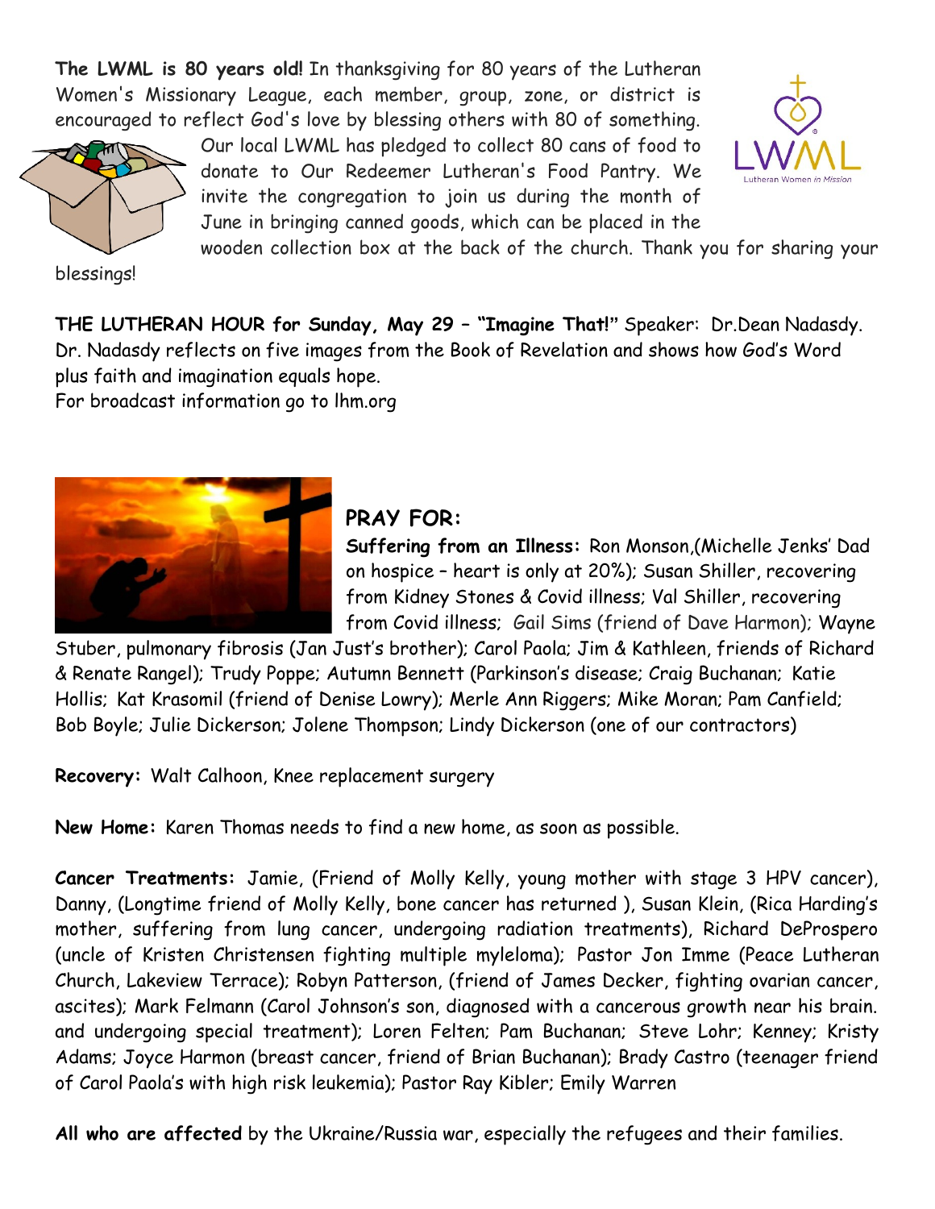**The LWML is 80 years old!** In thanksgiving for 80 years of the Lutheran Women's Missionary League, each member, group, zone, or district is encouraged to reflect God's love by blessing others with 80 of something. Our local LWML has pledged to collect 80 cans of food to donate to Our Redeemer Lutheran's Food Pantry. We invite the congregation to join us during the month of June in bringing canned goods, which can be placed in the wooden collection box at the back of the church. Thank you for sharing your blessings!

**THE LUTHERAN HOUR for Sunday, May 29 – "Imagine That!"** Speaker: Dr.Dean Nadasdy. Dr. Nadasdy reflects on five images from the Book of Revelation and shows how God's Word plus faith and imagination equals hope.
For broadcast information go to lhm.org

## PRAY FOR:

**Suffering from an Illness:** Ron Monson,(Michelle Jenks' Dad on hospice – heart is only at 20%); Susan Shiller, recovering from Kidney Stones & Covid illness; Val Shiller, recovering from Covid illness; Gail Sims (friend of Dave Harmon); Wayne Stuber, pulmonary fibrosis (Jan Just's brother); Carol Paola; Jim & Kathleen, friends of Richard & Renate Rangel); Trudy Poppe; Autumn Bennett (Parkinson's disease; Craig Buchanan; Katie Hollis; Kat Krasomil (friend of Denise Lowry); Merle Ann Riggers; Mike Moran; Pam Canfield; Bob Boyle; Julie Dickerson; Jolene Thompson; Lindy Dickerson (one of our contractors)

**Recovery:** Walt Calhoon, Knee replacement surgery

**New Home:** Karen Thomas needs to find a new home, as soon as possible.

**Cancer Treatments:** Jamie, (Friend of Molly Kelly, young mother with stage 3 HPV cancer), Danny, (Longtime friend of Molly Kelly, bone cancer has returned ), Susan Klein, (Rica Harding's mother, suffering from lung cancer, undergoing radiation treatments), Richard DeProspero (uncle of Kristen Christensen fighting multiple myleloma); Pastor Jon Imme (Peace Lutheran Church, Lakeview Terrace); Robyn Patterson, (friend of James Decker, fighting ovarian cancer, ascites); Mark Felmann (Carol Johnson's son, diagnosed with a cancerous growth near his brain. and undergoing special treatment); Loren Felten; Pam Buchanan; Steve Lohr; Kenney; Kristy Adams; Joyce Harmon (breast cancer, friend of Brian Buchanan); Brady Castro (teenager friend of Carol Paola's with high risk leukemia); Pastor Ray Kibler; Emily Warren

**All who are affected** by the Ukraine/Russia war, especially the refugees and their families.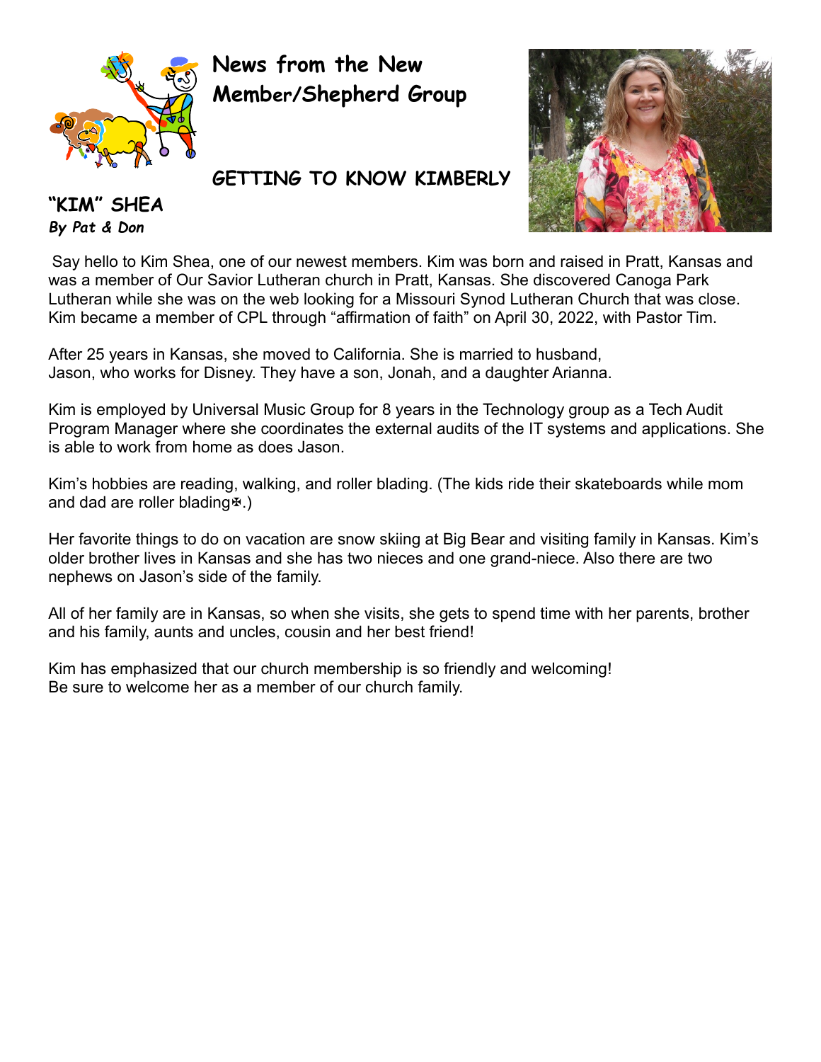# News from the New Member/Shepherd Group

## GETTING TO KNOW KIMBERLY "KIM" SHEA

***By Pat & Don***

Say hello to Kim Shea, one of our newest members. Kim was born and raised in Pratt, Kansas and was a member of Our Savior Lutheran church in Pratt, Kansas. She discovered Canoga Park Lutheran while she was on the web looking for a Missouri Synod Lutheran Church that was close. Kim became a member of CPL through "affirmation of faith" on April 30, 2022, with Pastor Tim.

After 25 years in Kansas, she moved to California. She is married to husband, Jason, who works for Disney. They have a son, Jonah, and a daughter Arianna.

Kim is employed by Universal Music Group for 8 years in the Technology group as a Tech Audit Program Manager where she coordinates the external audits of the IT systems and applications. She is able to work from home as does Jason.

Kim's hobbies are reading, walking, and roller blading. (The kids ride their skateboards while mom and dad are roller blading✠.)

Her favorite things to do on vacation are snow skiing at Big Bear and visiting family in Kansas. Kim's older brother lives in Kansas and she has two nieces and one grand-niece. Also there are two nephews on Jason's side of the family.

All of her family are in Kansas, so when she visits, she gets to spend time with her parents, brother and his family, aunts and uncles, cousin and her best friend!

Kim has emphasized that our church membership is so friendly and welcoming!
Be sure to welcome her as a member of our church family.